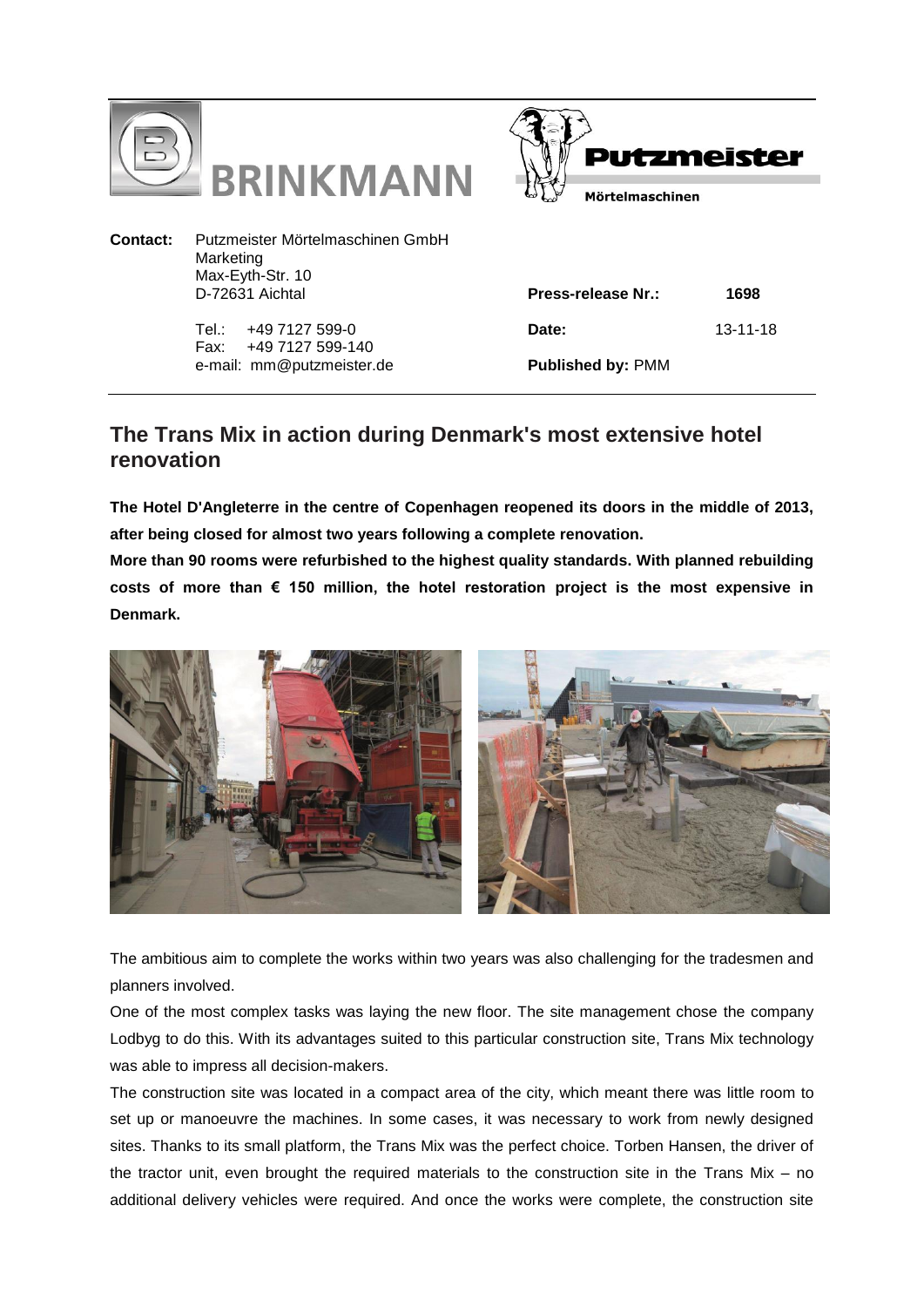BRINKMANN

Putzmeister
Mörtelmaschinen

| | | | |
|---|---|---|---|
| **Contact:** | Putzmeister Mörtelmaschinen GmbH<br>Marketing<br>Max-Eyth-Str. 10<br>D-72631 Aichtal | **Press-release Nr.:** | **1698** |
| | Tel.: +49 7127 599-0<br>Fax: +49 7127 599-140 | **Date:** | 13-11-18 |
| | e-mail: mm@putzmeister.de | **Published by:** PMM | |

## The Trans Mix in action during Denmark's most extensive hotel renovation

**The Hotel D'Angleterre in the centre of Copenhagen reopened its doors in the middle of 2013, after being closed for almost two years following a complete renovation.**

**More than 90 rooms were refurbished to the highest quality standards. With planned rebuilding costs of more than € 150 million, the hotel restoration project is the most expensive in Denmark.**

The ambitious aim to complete the works within two years was also challenging for the tradesmen and planners involved.

One of the most complex tasks was laying the new floor. The site management chose the company Lodbyg to do this. With its advantages suited to this particular construction site, Trans Mix technology was able to impress all decision-makers.

The construction site was located in a compact area of the city, which meant there was little room to set up or manoeuvre the machines. In some cases, it was necessary to work from newly designed sites. Thanks to its small platform, the Trans Mix was the perfect choice. Torben Hansen, the driver of the tractor unit, even brought the required materials to the construction site in the Trans Mix – no additional delivery vehicles were required. And once the works were complete, the construction site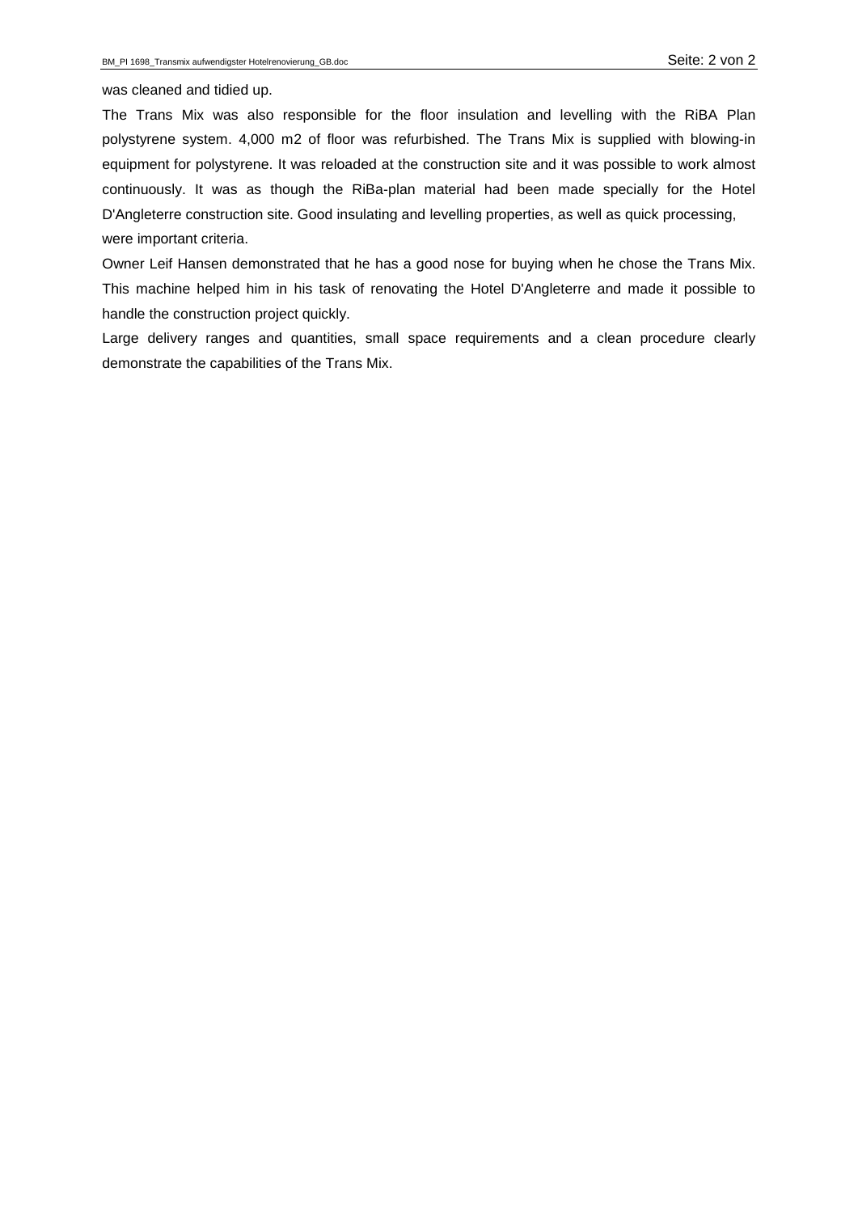was cleaned and tidied up.

The Trans Mix was also responsible for the floor insulation and levelling with the RiBA Plan polystyrene system. 4,000 m2 of floor was refurbished. The Trans Mix is supplied with blowing-in equipment for polystyrene. It was reloaded at the construction site and it was possible to work almost continuously. It was as though the RiBa-plan material had been made specially for the Hotel D'Angleterre construction site. Good insulating and levelling properties, as well as quick processing, were important criteria.

Owner Leif Hansen demonstrated that he has a good nose for buying when he chose the Trans Mix. This machine helped him in his task of renovating the Hotel D'Angleterre and made it possible to handle the construction project quickly.

Large delivery ranges and quantities, small space requirements and a clean procedure clearly demonstrate the capabilities of the Trans Mix.